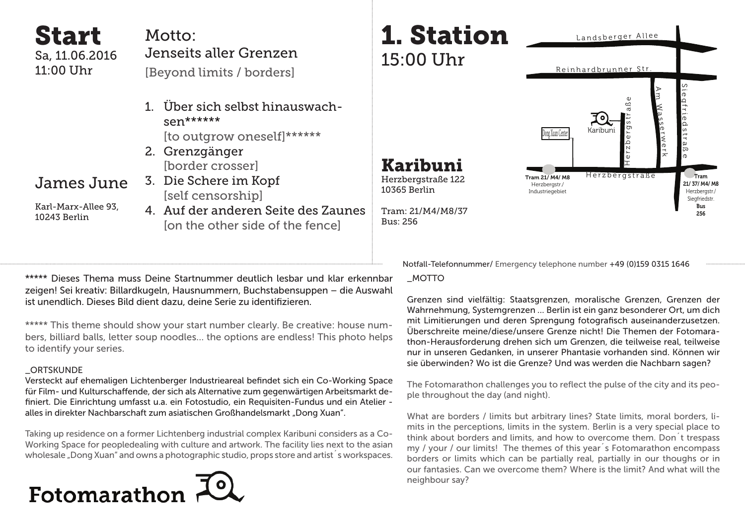# Start

Sa, 11.06.2016
11:00 Uhr

## James June

Karl-Marx-Allee 93,
10243 Berlin

Motto:
Jenseits aller Grenzen
[Beyond limits / borders]

1. Über sich selbst hinauswachsen******
   [to outgrow oneself]******
2. Grenzgänger
   [border crosser]
3. Die Schere im Kopf
   [self censorship]
4. Auf der anderen Seite des Zaunes
   [on the other side of the fence]

# 1. Station

15:00 Uhr

## Karibuni

Herzbergstraße 122
10365 Berlin

Tram: 21/M4/M8/37
Bus: 256

Landsberger Allee
Reinhardbrunner Str.
Am Wasserwerk
Siegfriedstraße
Herzbergstraße
Dong Xuan Center
Karibuni
Herzbergstraße

**Tram 21/ M4/ M8**
Herzbergstr./
Industriegebiet

**Tram**
**21/ 37/ M4/ M8**
Herzbergstr./
Siegfriedstr.
**Bus**
**256**

Notfall-Telefonnummer/ Emergency telephone number +49 (0)159 0315 1646

***** Dieses Thema muss Deine Startnummer deutlich lesbar und klar erkennbar zeigen! Sei kreativ: Billardkugeln, Hausnummern, Buchstabensuppen – die Auswahl ist unendlich. Dieses Bild dient dazu, deine Serie zu identifizieren.

***** This theme should show your start number clearly. Be creative: house numbers, billiard balls, letter soup noodles... the options are endless! This photo helps to identify your series.

_ORTSKUNDE

Versteckt auf ehemaligen Lichtenberger Industrieareal befindet sich ein Co-Working Space für Film- und Kulturschaffende, der sich als Alternative zum gegenwärtigen Arbeitsmarkt definiert. Die Einrichtung umfasst u.a. ein Fotostudio, ein Requisiten-Fundus und ein Atelier - alles in direkter Nachbarschaft zum asiatischen Großhandelsmarkt „Dong Xuan".

Taking up residence on a former Lichtenberg industrial complex Karibuni considers as a Co-Working Space for peopledealing with culture and artwork. The facility lies next to the asian wholesale „Dong Xuan" and owns a photographic studio, props store and artist´s workspaces.

_MOTTO

Grenzen sind vielfältig: Staatsgrenzen, moralische Grenzen, Grenzen der Wahrnehmung, Systemgrenzen ... Berlin ist ein ganz besonderer Ort, um dich mit Limitierungen und deren Sprengung fotografisch auseinanderzusetzen. Überschreite meine/diese/unsere Grenze nicht! Die Themen der Fotomarathon-Herausforderung drehen sich um Grenzen, die teilweise real, teilweise nur in unseren Gedanken, in unserer Phantasie vorhanden sind. Können wir sie überwinden? Wo ist die Grenze? Und was werden die Nachbarn sagen?

The Fotomarathon challenges you to reflect the pulse of the city and its people throughout the day (and night).

What are borders / limits but arbitrary lines? State limits, moral borders, limits in the perceptions, limits in the system. Berlin is a very special place to think about borders and limits, and how to overcome them. Don´t trespass my / your / our limits! The themes of this year´s Fotomarathon encompass borders or limits which can be partially real, partially in our thoughs or in our fantasies. Can we overcome them? Where is the limit? And what will the neighbour say?

Fotomarathon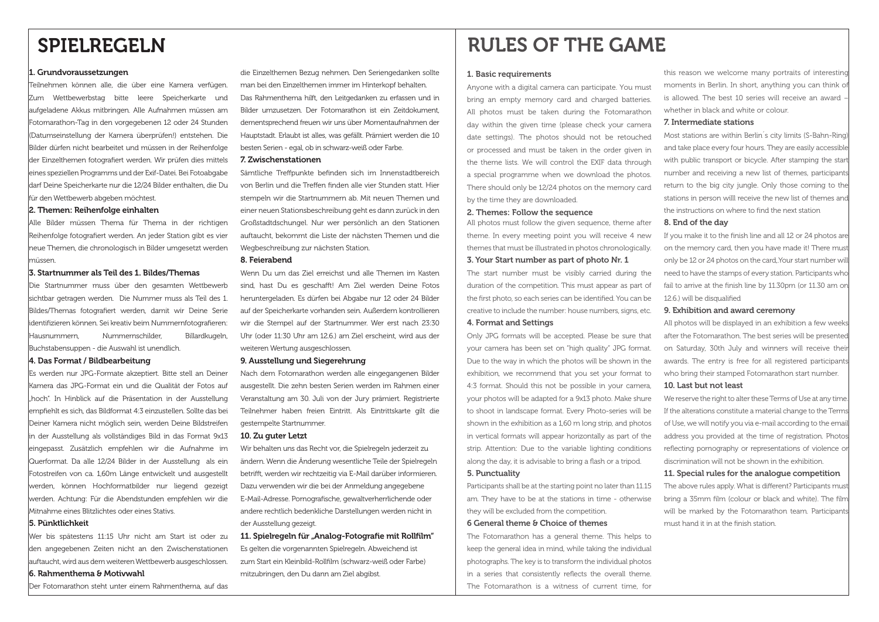# SPIELREGELN

**1. Grundvoraussetzungen**

Teilnehmen können alle, die über eine Kamera verfügen. Zum Wettbewerbstag bitte leere Speicherkarte und aufgeladene Akkus mitbringen. Alle Aufnahmen müssen am Fotomarathon-Tag in den vorgegebenen 12 oder 24 Stunden (Datumseinstellung der Kamera überprüfen!) entstehen. Die Bilder dürfen nicht bearbeitet und müssen in der Reihenfolge der Einzelthemen fotografiert werden. Wir prüfen dies mittels eines speziellen Programms und der Exif-Datei. Bei Fotoabgabe darf Deine Speicherkarte nur die 12/24 Bilder enthalten, die Du für den Wettbewerb abgeben möchtest.

**2. Themen: Reihenfolge einhalten**

Alle Bilder müssen Thema für Thema in der richtigen Reihenfolge fotografiert werden. An jeder Station gibt es vier neue Themen, die chronologisch in Bilder umgesetzt werden müssen.

**3. Startnummer als Teil des 1. Bildes/Themas**

Die Startnummer muss über den gesamten Wettbewerb sichtbar getragen werden. Die Nummer muss als Teil des 1. Bildes/Themas fotografiert werden, damit wir Deine Serie identifizieren können. Sei kreativ beim Nummernfotografieren: Hausnummern, Nummernschilder, Billardkugeln, Buchstabensuppen - die Auswahl ist unendlich.

**4. Das Format / Bildbearbeitung**

Es werden nur JPG-Formate akzeptiert. Bitte stell an Deiner Kamera das JPG-Format ein und die Qualität der Fotos auf „hoch". In Hinblick auf die Präsentation in der Ausstellung empfiehlt es sich, das Bildformat 4:3 einzustellen. Sollte das bei Deiner Kamera nicht möglich sein, werden Deine Bildstreifen in der Ausstellung als vollständiges Bild in das Format 9x13 eingepasst. Zusätzlich empfehlen wir die Aufnahme im Querformat. Da alle 12/24 Bilder in der Ausstellung als ein Fotostreifen von ca. 1,60m Länge entwickelt und ausgestellt werden, können Hochformatbilder nur liegend gezeigt werden. Achtung: Für die Abendstunden empfehlen wir die Mitnahme eines Blitzlichtes oder eines Stativs.

**5. Pünktlichkeit**

Wer bis spätestens 11:15 Uhr nicht am Start ist oder zu den angegebenen Zeiten nicht an den Zwischenstationen auftaucht, wird aus dem weiteren Wettbewerb ausgeschlossen.

**6. Rahmenthema & Motivwahl**

Der Fotomarathon steht unter einem Rahmenthema, auf das die Einzelthemen Bezug nehmen. Den Seriengedanken sollte man bei den Einzelthemen immer im Hinterkopf behalten. Das Rahmenthema hilft, den Leitgedanken zu erfassen und in Bilder umzusetzen. Der Fotomarathon ist ein Zeitdokument, dementsprechend freuen wir uns über Momentaufnahmen der Hauptstadt. Erlaubt ist alles, was gefällt. Prämiert werden die 10 besten Serien - egal, ob in schwarz-weiß oder Farbe.

**7. Zwischenstationen**

Sämtliche Treffpunkte befinden sich im Innenstadtbereich von Berlin und die Treffen finden alle vier Stunden statt. Hier stempeln wir die Startnummern ab. Mit neuen Themen und einer neuen Stationsbeschreibung geht es dann zurück in den Großstadtdschungel. Nur wer persönlich an den Stationen auftaucht, bekommt die Liste der nächsten Themen und die Wegbeschreibung zur nächsten Station.

**8. Feierabend**

Wenn Du um das Ziel erreichst und alle Themen im Kasten sind, hast Du es geschafft! Am Ziel werden Deine Fotos heruntergeladen. Es dürfen bei Abgabe nur 12 oder 24 Bilder auf der Speicherkarte vorhanden sein. Außerdem kontrollieren wir die Stempel auf der Startnummer. Wer erst nach 23:30 Uhr (oder 11:30 Uhr am 12.6.) am Ziel erscheint, wird aus der weiteren Wertung ausgeschlossen.

**9. Ausstellung und Siegerehrung**

Nach dem Fotomarathon werden alle eingegangenen Bilder ausgestellt. Die zehn besten Serien werden im Rahmen einer Veranstaltung am 30. Juli von der Jury prämiert. Registrierte Teilnehmer haben freien Eintritt. Als Eintrittskarte gilt die gestempelte Startnummer.

**10. Zu guter Letzt**

Wir behalten uns das Recht vor, die Spielregeln jederzeit zu ändern. Wenn die Änderung wesentliche Teile der Spielregeln betrifft, werden wir rechtzeitig via E-Mail darüber informieren. Dazu verwenden wir die bei der Anmeldung angegebene E-Mail-Adresse. Pornografische, gewaltverherrlichende oder andere rechtlich bedenkliche Darstellungen werden nicht in der Ausstellung gezeigt.

**11. Spielregeln für „Analog-Fotografie mit Rollfilm"**

Es gelten die vorgenannten Spielregeln. Abweichend ist zum Start ein Kleinbild-Rollfilm (schwarz-weiß oder Farbe) mitzubringen, den Du dann am Ziel abgibst.

# RULES OF THE GAME

**1. Basic requirements**

Anyone with a digital camera can participate. You must bring an empty memory card and charged batteries. All photos must be taken during the Fotomarathon day within the given time (please check your camera date settings). The photos should not be retouched or processed and must be taken in the order given in the theme lists. We will control the EXIF data through a special programme when we download the photos. There should only be 12/24 photos on the memory card by the time they are downloaded.

**2. Themes: Follow the sequence**

All photos must follow the given sequence, theme after theme. In every meeting point you will receive 4 new themes that must be illustrated in photos chronologically.

**3. Your Start number as part of photo Nr. 1**

The start number must be visibly carried during the duration of the competition. This must appear as part of the first photo, so each series can be identified. You can be creative to include the number: house numbers, signs, etc.

**4. Format and Settings**

Only JPG formats will be accepted. Please be sure that your camera has been set on "high quality" JPG format. Due to the way in which the photos will be shown in the exhibition, we recommend that you set your format to 4:3 format. Should this not be possible in your camera, your photos will be adapted for a 9x13 photo. Make shure to shoot in landscape format. Every Photo-series will be shown in the exhibition as a 1,60 m long strip, and photos in vertical formats will appear horizontally as part of the strip. Attention: Due to the variable lighting conditions along the day, it is advisable to bring a flash or a tripod.

**5. Punctuality**

Participants shall be at the starting point no later than 11.15 am. They have to be at the stations in time - otherwise they will be excluded from the competition.

**6 General theme & Choice of themes**

The Fotomarathon has a general theme. This helps to keep the general idea in mind, while taking the individual photographs. The key is to transform the individual photos in a series that consistently reflects the overall theme. The Fotomarathon is a witness of current time, for this reason we welcome many portraits of interesting moments in Berlin. In short, anything you can think of is allowed. The best 10 series will receive an award – whether in black and white or colour.

**7. Intermediate stations**

Most stations are within Berlin´s city limits (S-Bahn-Ring) and take place every four hours. They are easily accessible with public transport or bicycle. After stamping the start number and receiving a new list of themes, participants return to the big city jungle. Only those coming to the stations in person willl receive the new list of themes and the instructions on where to find the next station

**8. End of the day**

If you make it to the finish line and all 12 or 24 photos are on the memory card, then you have made it! There must only be 12 or 24 photos on the card,.Your start number will need to have the stamps of every station. Participants who fail to arrive at the finish line by 11.30pm (or 11.30 am on 12.6.) will be disqualified

**9. Exhibition and award ceremony**

All photos will be displayed in an exhibition a few weeks after the Fotomarathon. The best series will be presented on Saturday, 30th July and winners will receive their awards. The entry is free for all registered participants who bring their stamped Fotomarathon start number.

**10. Last but not least**

We reserve the right to alter these Terms of Use at any time. If the alterations constitute a material change to the Terms of Use, we will notify you via e-mail according to the email address you provided at the time of registration. Photos reflecting pornography or representations of violence or discrimination will not be shown in the exhibition.

**11. Special rules for the analogue competition**

The above rules apply. What is different? Participants must bring a 35mm film (colour or black and white). The film will be marked by the Fotomarathon team. Participants must hand it in at the finish station.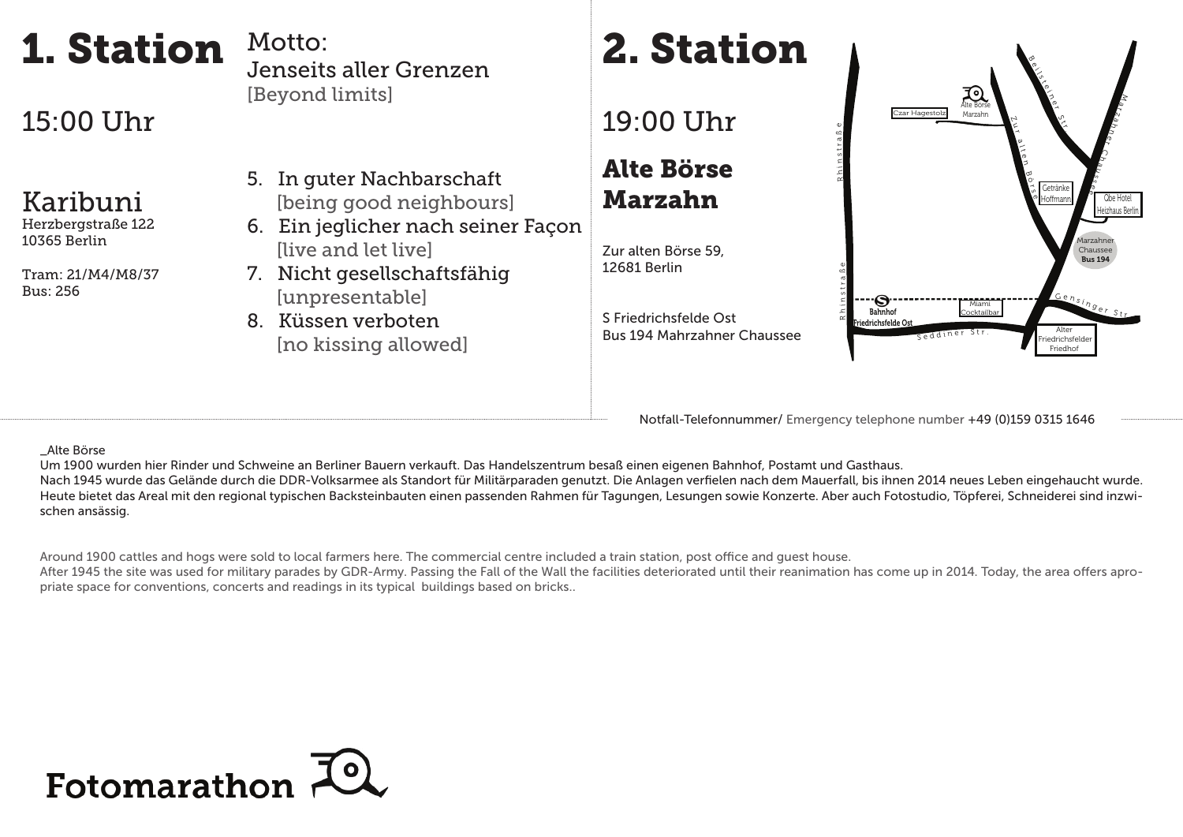# 1. Station

15:00 Uhr

## Karibuni

Herzbergstraße 122
10365 Berlin

Tram: 21/M4/M8/37
Bus: 256

Motto:
Jenseits aller Grenzen
[Beyond limits]

5. In guter Nachbarschaft
   [being good neighbours]
6. Ein jeglicher nach seiner Façon
   [live and let live]
7. Nicht gesellschaftsfähig
   [unpresentable]
8. Küssen verboten
   [no kissing allowed]

# 2. Station

19:00 Uhr

## Alte Börse Marzahn

Zur alten Börse 59,
12681 Berlin

S Friedrichsfelde Ost
Bus 194 Mahrzahner Chaussee

Rhinstraße · Zur alten Börse · Beilsteiner Str. · Marzahner Chaussee · Gensinger Str. · Seddiner Str. · Alte Börse Marzahn · Czar Hagestolz · Getränke Hoffmann · Qbe Hotel Heizhaus Berlin · Marzahner Chaussee Bus 194 · Bahnhof Friedrichsfelde Ost · Miami Cocktailbar · Alter Friedrichsfelder Friedhof

Notfall-Telefonnummer/ Emergency telephone number +49 (0)159 0315 1646

_Alte Börse
Um 1900 wurden hier Rinder und Schweine an Berliner Bauern verkauft. Das Handelszentrum besaß einen eigenen Bahnhof, Postamt und Gasthaus.
Nach 1945 wurde das Gelände durch die DDR-Volksarmee als Standort für Militärparaden genutzt. Die Anlagen verfielen nach dem Mauerfall, bis ihnen 2014 neues Leben eingehaucht wurde. Heute bietet das Areal mit den regional typischen Backsteinbauten einen passenden Rahmen für Tagungen, Lesungen sowie Konzerte. Aber auch Fotostudio, Töpferei, Schneiderei sind inzwischen ansässig.

Around 1900 cattles and hogs were sold to local farmers here. The commercial centre included a train station, post office and guest house.
After 1945 the site was used for military parades by GDR-Army. Passing the Fall of the Wall the facilities deteriorated until their reanimation has come up in 2014. Today, the area offers apropriate space for conventions, concerts and readings in its typical buildings based on bricks..

Fotomarathon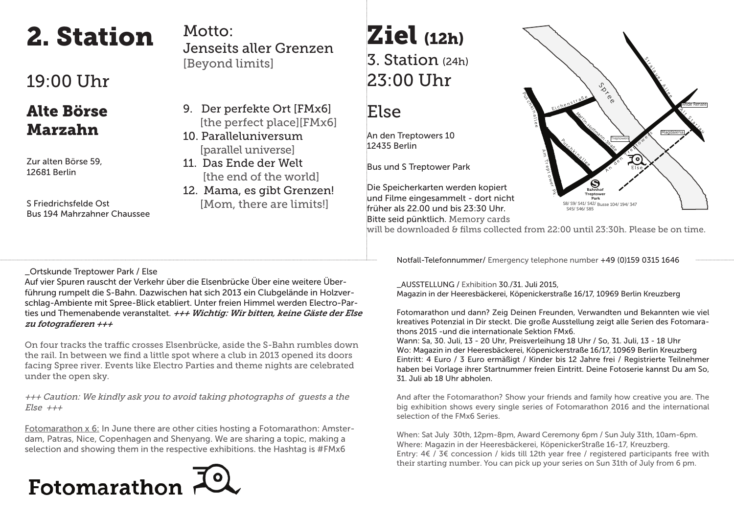# 2. Station

## 19:00 Uhr

## Alte Börse Marzahn

Zur alten Börse 59,
12681 Berlin

S Friedrichsfelde Ost
Bus 194 Mahrzahner Chaussee

Motto:
Jenseits aller Grenzen
[Beyond limits]

9. Der perfekte Ort [FMx6]
   [the perfect place][FMx6]
10. Paralleluniversum
    [parallel universe]
11. Das Ende der Welt
    [the end of the world]
12. Mama, es gibt Grenzen!
    [Mom, there are limits!]

# Ziel (12h)

## 3. Station (24h)

## 23:00 Uhr

## Else

An den Treptowers 10
12435 Berlin

Bus und S Treptower Park

Die Speicherkarten werden kopiert und Filme eingesammelt - dort nicht früher als 22.00 und bis 23:30 Uhr. Bitte seid pünktlich. Memory cards will be downloaded & films collected from 22:00 until 23:30h. Please be on time.

Spree, Stralauer Allee, Alt Stralau, Wilde Renate, Magdalena, Eichenstraße, Martin-Hoffmann-Straße, Treptowers, An den Treptowers, Else, Puschkinallee, Am Treptower Pk., Bahnhof Treptower Park, S8/ S9/ S41/ S42/ S45/ S46/ S85, Busse 104/ 194/ 347

Notfall-Telefonnummer/ Emergency telephone number +49 (0)159 0315 1646

_Ortskunde Treptower Park / Else

Auf vier Spuren rauscht der Verkehr über die Elsenbrücke Über eine weitere Überführung rumpelt die S-Bahn. Dazwischen hat sich 2013 ein Clubgelände in Holzverschlag-Ambiente mit Spree-Blick etabliert. Unter freien Himmel werden Electro-Parties und Themenabende veranstaltet. ***+++ Wichtig: Wir bitten, keine Gäste der Else zu fotografieren +++***

On four tracks the traffic crosses Elsenbrücke, aside the S-Bahn rumbles down the rail. In between we find a little spot where a club in 2013 opened its doors facing Spree river. Events like Electro Parties and theme nights are celebrated under the open sky.

*+++ Caution: We kindly ask you to avoid taking photographs of guests a the Else +++*

Fotomarathon x 6: In June there are other cities hosting a Fotomarathon: Amsterdam, Patras, Nice, Copenhagen and Shenyang. We are sharing a topic, making a selection and showing them in the respective exhibitions. the Hashtag is #FMx6

_AUSSTELLUNG / Exhibition 30./31. Juli 2015,
Magazin in der Heeresbäckerei, Köpenickerstraße 16/17, 10969 Berlin Kreuzberg

Fotomarathon und dann? Zeig Deinen Freunden, Verwandten und Bekannten wie viel kreatives Potenzial in Dir steckt. Die große Ausstellung zeigt alle Serien des Fotomarathons 2015 -und die internationale Sektion FMx6.
Wann: Sa, 30. Juli, 13 - 20 Uhr, Preisverleihung 18 Uhr / So, 31. Juli, 13 - 18 Uhr
Wo: Magazin in der Heeresbäckerei, Köpenickerstraße 16/17, 10969 Berlin Kreuzberg
Eintritt: 4 Euro / 3 Euro ermäßigt / Kinder bis 12 Jahre frei / Registrierte Teilnehmer haben bei Vorlage ihrer Startnummer freien Eintritt. Deine Fotoserie kannst Du am So, 31. Juli ab 18 Uhr abholen.

And after the Fotomarathon? Show your friends and family how creative you are. The big exhibition shows every single series of Fotomarathon 2016 and the international selection of the FMx6 Series.

When: Sat July 30th, 12pm-8pm, Award Ceremony 6pm / Sun July 31th, 10am-6pm.
Where: Magazin in der Heeresbäckerei, KöpenickerStraße 16-17, Kreuzberg.
Entry: 4€ / 3€ concession / kids till 12th year free / registered participants free with their starting number. You can pick up your series on Sun 31th of July from 6 pm.

Fotomarathon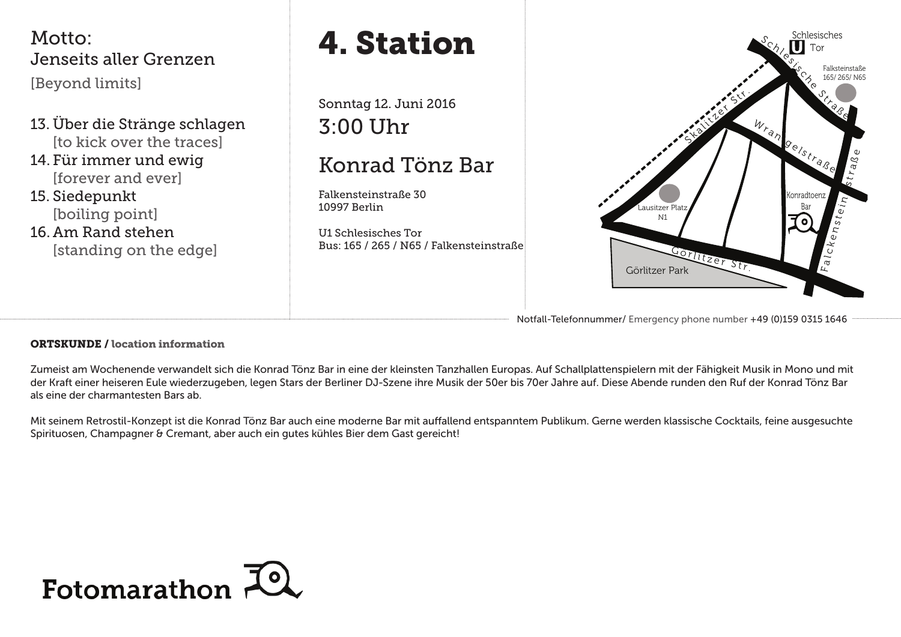Motto:
Jenseits aller Grenzen
[Beyond limits]

13. Über die Stränge schlagen
    [to kick over the traces]
14. Für immer und ewig
    [forever and ever]
15. Siedepunkt
    [boiling point]
16. Am Rand stehen
    [standing on the edge]

# 4. Station

Sonntag 12. Juni 2016

3:00 Uhr

## Konrad Tönz Bar

Falkensteinstraße 30
10997 Berlin

U1 Schlesisches Tor
Bus: 165 / 265 / N65 / Falkensteinstraße

Schlesisches Tor

Schlesische Straße

Falksteinstaße 165/ 265/ N65

Skalitzer Str.

Wrangelstraße

Falckensteinstraße

Lausitzer Platz N1

Konradtoenz Bar

Görlitzer Str.

Görlitzer Park

Notfall-Telefonnummer/ Emergency phone number +49 (0)159 0315 1646

**ORTSKUNDE / location information**

Zumeist am Wochenende verwandelt sich die Konrad Tönz Bar in eine der kleinsten Tanzhallen Europas. Auf Schallplattenspielern mit der Fähigkeit Musik in Mono und mit der Kraft einer heiseren Eule wiederzugeben, legen Stars der Berliner DJ-Szene ihre Musik der 50er bis 70er Jahre auf. Diese Abende runden den Ruf der Konrad Tönz Bar als eine der charmantesten Bars ab.

Mit seinem Retrostil-Konzept ist die Konrad Tönz Bar auch eine moderne Bar mit auffallend entspanntem Publikum. Gerne werden klassische Cocktails, feine ausgesuchte Spirituosen, Champagner & Cremant, aber auch ein gutes kühles Bier dem Gast gereicht!

Fotomarathon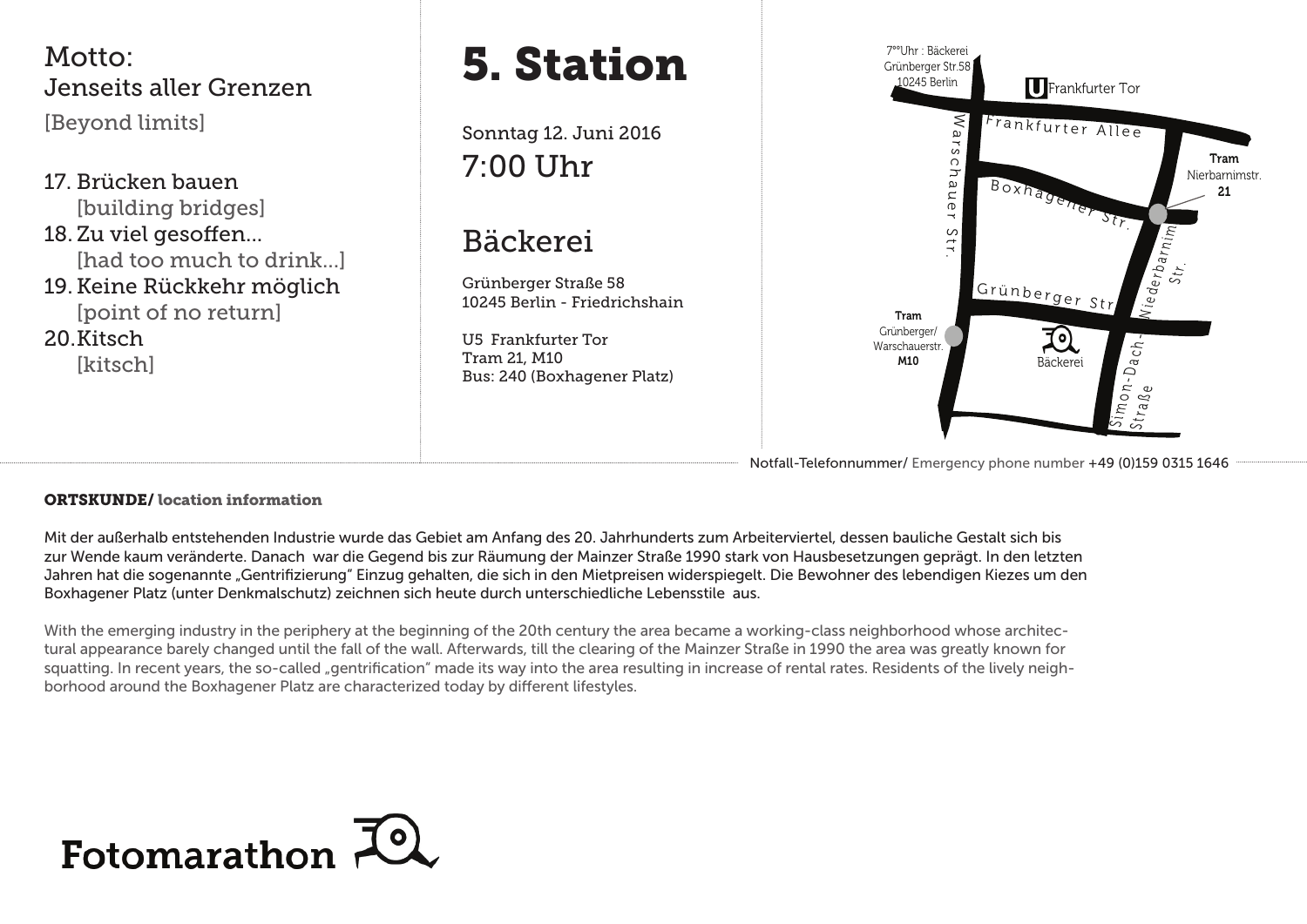Motto:
Jenseits aller Grenzen
[Beyond limits]

17. Brücken bauen
    [building bridges]
18. Zu viel gesoffen...
    [had too much to drink...]
19. Keine Rückkehr möglich
    [point of no return]
20. Kitsch
    [kitsch]

# 5. Station

Sonntag 12. Juni 2016
7:00 Uhr

## Bäckerei

Grünberger Straße 58
10245 Berlin - Friedrichshain

U5 Frankfurter Tor
Tram 21, M10
Bus: 240 (Boxhagener Platz)

7°°Uhr : Bäckerei
Grünberger Str.58
10245 Berlin

U Frankfurter Tor

Frankfurter Allee

Warschauer Str.

Boxhagener Str.

Grünberger Str.

Niederbarnim Str.

Simon-Dach-Straße

**Tram**
Nierbarnimstr.
**21**

**Tram**
Grünberger/
Warschauerstr.
**M10**

Bäckerei

Notfall-Telefonnummer/ Emergency phone number +49 (0)159 0315 1646

**ORTSKUNDE/ location information**

Mit der außerhalb entstehenden Industrie wurde das Gebiet am Anfang des 20. Jahrhunderts zum Arbeiterviertel, dessen bauliche Gestalt sich bis zur Wende kaum veränderte. Danach war die Gegend bis zur Räumung der Mainzer Straße 1990 stark von Hausbesetzungen geprägt. In den letzten Jahren hat die sogenannte „Gentrifizierung" Einzug gehalten, die sich in den Mietpreisen widerspiegelt. Die Bewohner des lebendigen Kiezes um den Boxhagener Platz (unter Denkmalschutz) zeichnen sich heute durch unterschiedliche Lebensstile aus.

With the emerging industry in the periphery at the beginning of the 20th century the area became a working-class neighborhood whose architectural appearance barely changed until the fall of the wall. Afterwards, till the clearing of the Mainzer Straße in 1990 the area was greatly known for squatting. In recent years, the so-called „gentrification" made its way into the area resulting in increase of rental rates. Residents of the lively neighborhood around the Boxhagener Platz are characterized today by different lifestyles.

Fotomarathon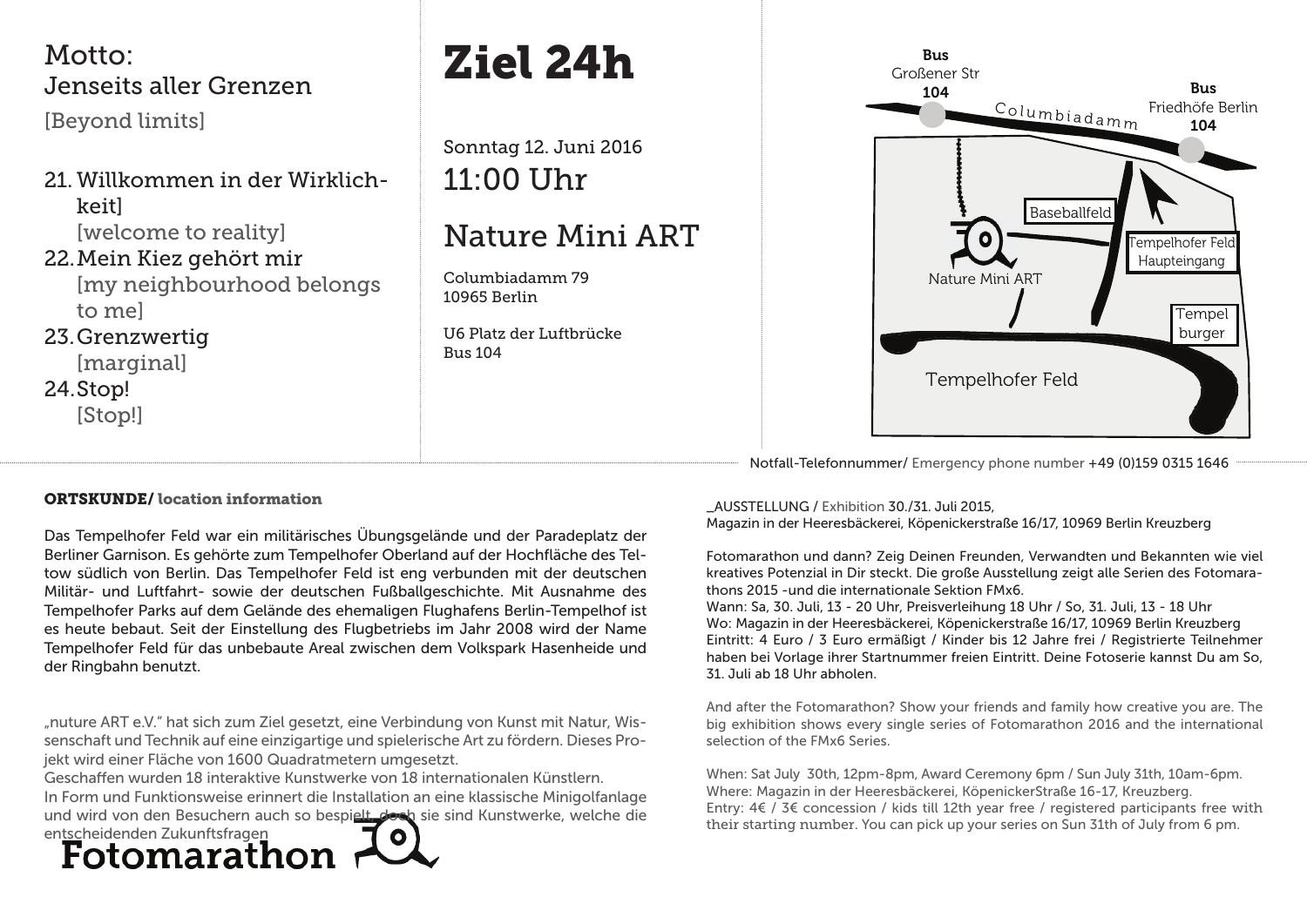Motto:
Jenseits aller Grenzen
[Beyond limits]

21. Willkommen in der Wirklichkeit]
    [welcome to reality]
22. Mein Kiez gehört mir
    [my neighbourhood belongs to me]
23. Grenzwertig
    [marginal]
24. Stop!
    [Stop!]

# Ziel 24h

Sonntag 12. Juni 2016
11:00 Uhr

## Nature Mini ART

Columbiadamm 79
10965 Berlin

U6 Platz der Luftbrücke
Bus 104

Bus
Großener Str
104

Bus
Friedhöfe Berlin
104

Columbiadamm

Baseballfeld

Tempelhofer Feld
Haupteingang

Nature Mini ART

Tempel
burger

Tempelhofer Feld

Notfall-Telefonnummer/ Emergency phone number +49 (0)159 0315 1646

**ORTSKUNDE/ location information**

Das Tempelhofer Feld war ein militärisches Übungsgelände und der Paradeplatz der Berliner Garnison. Es gehörte zum Tempelhofer Oberland auf der Hochfläche des Teltow südlich von Berlin. Das Tempelhofer Feld ist eng verbunden mit der deutschen Militär- und Luftfahrt- sowie der deutschen Fußballgeschichte. Mit Ausnahme des Tempelhofer Parks auf dem Gelände des ehemaligen Flughafens Berlin-Tempelhof ist es heute bebaut. Seit der Einstellung des Flugbetriebs im Jahr 2008 wird der Name Tempelhofer Feld für das unbebaute Areal zwischen dem Volkspark Hasenheide und der Ringbahn benutzt.

„nuture ART e.V." hat sich zum Ziel gesetzt, eine Verbindung von Kunst mit Natur, Wissenschaft und Technik auf eine einzigartige und spielerische Art zu fördern. Dieses Projekt wird einer Fläche von 1600 Quadratmetern umgesetzt.
Geschaffen wurden 18 interaktive Kunstwerke von 18 internationalen Künstlern.
In Form und Funktionsweise erinnert die Installation an eine klassische Minigolfanlage und wird von den Besuchern auch so bespielt, doch sie sind Kunstwerke, welche die entscheidenden Zukunftsfragen

Fotomarathon

_AUSSTELLUNG / Exhibition 30./31. Juli 2015,
Magazin in der Heeresbäckerei, Köpenickerstraße 16/17, 10969 Berlin Kreuzberg

Fotomarathon und dann? Zeig Deinen Freunden, Verwandten und Bekannten wie viel kreatives Potenzial in Dir steckt. Die große Ausstellung zeigt alle Serien des Fotomarathons 2015 -und die internationale Sektion FMx6.
Wann: Sa, 30. Juli, 13 - 20 Uhr, Preisverleihung 18 Uhr / So, 31. Juli, 13 - 18 Uhr
Wo: Magazin in der Heeresbäckerei, Köpenickerstraße 16/17, 10969 Berlin Kreuzberg
Eintritt: 4 Euro / 3 Euro ermäßigt / Kinder bis 12 Jahre frei / Registrierte Teilnehmer haben bei Vorlage ihrer Startnummer freien Eintritt. Deine Fotoserie kannst Du am So, 31. Juli ab 18 Uhr abholen.

And after the Fotomarathon? Show your friends and family how creative you are. The big exhibition shows every single series of Fotomarathon 2016 and the international selection of the FMx6 Series.

When: Sat July 30th, 12pm-8pm, Award Ceremony 6pm / Sun July 31th, 10am-6pm.
Where: Magazin in der Heeresbäckerei, KöpenickerStraße 16-17, Kreuzberg.
Entry: 4€ / 3€ concession / kids till 12th year free / registered participants free with their starting number. You can pick up your series on Sun 31th of July from 6 pm.